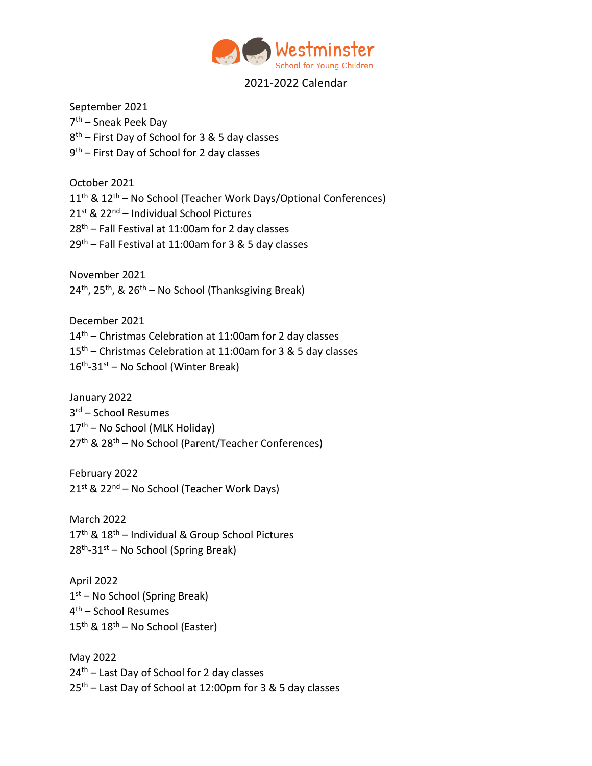# Westminster

School for Young Children

## 2021-2022 Calendar

September 2021
7th – Sneak Peek Day
8th – First Day of School for 3 & 5 day classes
9th – First Day of School for 2 day classes

October 2021
11th & 12th – No School (Teacher Work Days/Optional Conferences)
21st & 22nd – Individual School Pictures
28th – Fall Festival at 11:00am for 2 day classes
29th – Fall Festival at 11:00am for 3 & 5 day classes

November 2021
24th, 25th, & 26th – No School (Thanksgiving Break)

December 2021
14th – Christmas Celebration at 11:00am for 2 day classes
15th – Christmas Celebration at 11:00am for 3 & 5 day classes
16th-31st – No School (Winter Break)

January 2022
3rd – School Resumes
17th – No School (MLK Holiday)
27th & 28th – No School (Parent/Teacher Conferences)

February 2022
21st & 22nd – No School (Teacher Work Days)

March 2022
17th & 18th – Individual & Group School Pictures
28th-31st – No School (Spring Break)

April 2022
1st – No School (Spring Break)
4th – School Resumes
15th & 18th – No School (Easter)

May 2022
24th – Last Day of School for 2 day classes
25th – Last Day of School at 12:00pm for 3 & 5 day classes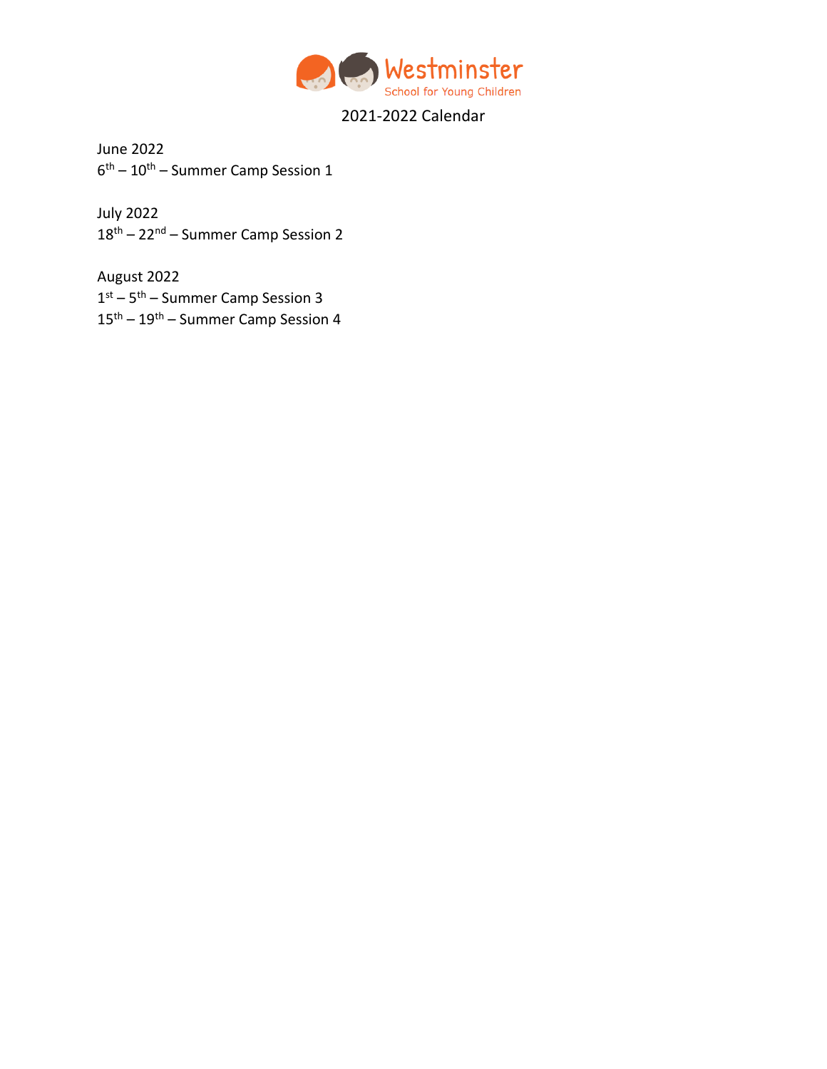Westminster
School for Young Children

2021-2022 Calendar

June 2022
6th – 10th – Summer Camp Session 1

July 2022
18th – 22nd – Summer Camp Session 2

August 2022
1st – 5th – Summer Camp Session 3
15th – 19th – Summer Camp Session 4